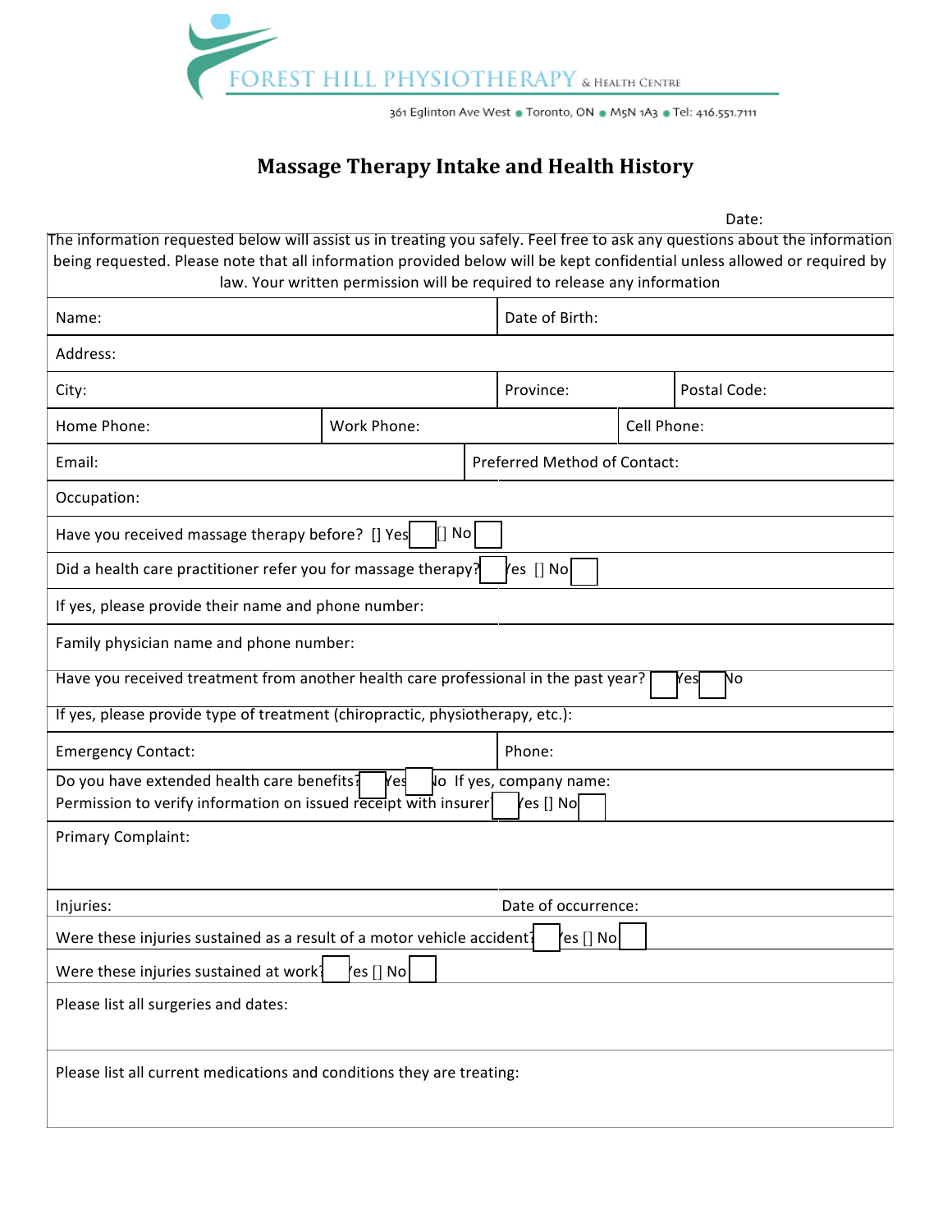FOREST HILL PHYSIOTHERAPY & HEALTH CENTRE

361 Eglinton Ave West • Toronto, ON • M5N 1A3 • Tel: 416.551.7111

# Massage Therapy Intake and Health History

Date:

The information requested below will assist us in treating you safely. Feel free to ask any questions about the information being requested. Please note that all information provided below will be kept confidential unless allowed or required by law. Your written permission will be required to release any information

| | | | |
|---|---|---|---|
| Name: | | Date of Birth: | |
| Address: | | | |
| City: | | Province: | Postal Code: |
| Home Phone: | Work Phone: | | Cell Phone: |
| Email: | | Preferred Method of Contact: | |
| Occupation: | | | |
| Have you received massage therapy before? [] Yes [] No | | | |
| Did a health care practitioner refer you for massage therapy? [] Yes [] No | | | |
| If yes, please provide their name and phone number: | | | |
| Family physician name and phone number: | | | |
| Have you received treatment from another health care professional in the past year? [] Yes [] No | | | |
| If yes, please provide type of treatment (chiropractic, physiotherapy, etc.): | | | |
| Emergency Contact: | | Phone: | |
| Do you have extended health care benefits? [] Yes [] No If yes, company name:<br>Permission to verify information on issued receipt with insurer? [] Yes [] No | | | |
| Primary Complaint: | | | |
| Injuries: | | Date of occurrence: | |
| Were these injuries sustained as a result of a motor vehicle accident? [] Yes [] No | | | |
| Were these injuries sustained at work? [] Yes [] No | | | |
| Please list all surgeries and dates: | | | |
| Please list all current medications and conditions they are treating: | | | |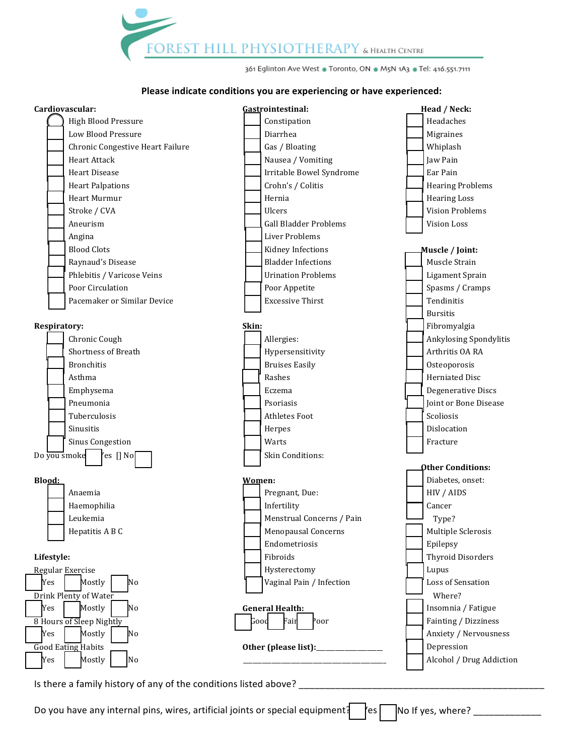# FOREST HILL PHYSIOTHERAPY & HEALTH CENTRE

361 Eglinton Ave West ● Toronto, ON ● M5N 1A3 ● Tel: 416.551.7111

**Please indicate conditions you are experiencing or have experienced:**

**Cardiovascular:**

- [ ] High Blood Pressure
- [ ] Low Blood Pressure
- [ ] Chronic Congestive Heart Failure
- [ ] Heart Attack
- [ ] Heart Disease
- [ ] Heart Palpations
- [ ] Heart Murmur
- [ ] Stroke / CVA
- [ ] Aneurism
- [ ] Angina
- [ ] Blood Clots
- [ ] Raynaud's Disease
- [ ] Phlebitis / Varicose Veins
- [ ] Poor Circulation
- [ ] Pacemaker or Similar Device

**Respiratory:**

- [ ] Chronic Cough
- [ ] Shortness of Breath
- [ ] Bronchitis
- [ ] Asthma
- [ ] Emphysema
- [ ] Pneumonia
- [ ] Tuberculosis
- [ ] Sinusitis
- [ ] Sinus Congestion

Do you smoke [ ] Yes [] No [ ]

**Blood:**

- [ ] Anaemia
- [ ] Haemophilia
- [ ] Leukemia
- [ ] Hepatitis A B C

**Lifestyle:**

Regular Exercise
[ ] Yes [ ] Mostly [ ] No

Drink Plenty of Water
[ ] Yes [ ] Mostly [ ] No

8 Hours of Sleep Nightly
[ ] Yes [ ] Mostly [ ] No

Good Eating Habits
[ ] Yes [ ] Mostly [ ] No

**Gastrointestinal:**

- [ ] Constipation
- [ ] Diarrhea
- [ ] Gas / Bloating
- [ ] Nausea / Vomiting
- [ ] Irritable Bowel Syndrome
- [ ] Crohn's / Colitis
- [ ] Hernia
- [ ] Ulcers
- [ ] Gall Bladder Problems
- [ ] Liver Problems
- [ ] Kidney Infections
- [ ] Bladder Infections
- [ ] Urination Problems
- [ ] Poor Appetite
- [ ] Excessive Thirst

**Skin:**

- [ ] Allergies:
- [ ] Hypersensitivity
- [ ] Bruises Easily
- [ ] Rashes
- [ ] Eczema
- [ ] Psoriasis
- [ ] Athletes Foot
- [ ] Herpes
- [ ] Warts
- [ ] Skin Conditions:

**Women:**

- [ ] Pregnant, Due:
- [ ] Infertility
- [ ] Menstrual Concerns / Pain
- [ ] Menopausal Concerns
- [ ] Endometriosis
- [ ] Fibroids
- [ ] Hysterectomy
- [ ] Vaginal Pain / Infection

**General Health:**

[ ] Good [ ] Fair [ ] Poor

**Other (please list):**________________

__________________________________

**Head / Neck:**

- [ ] Headaches
- [ ] Migraines
- [ ] Whiplash
- [ ] Jaw Pain
- [ ] Ear Pain
- [ ] Hearing Problems
- [ ] Hearing Loss
- [ ] Vision Problems
- [ ] Vision Loss

**Muscle / Joint:**

- [ ] Muscle Strain
- [ ] Ligament Sprain
- [ ] Spasms / Cramps
- [ ] Tendinitis
- [ ] Bursitis
- [ ] Fibromyalgia
- [ ] Ankylosing Spondylitis
- [ ] Arthritis OA RA
- [ ] Osteoporosis
- [ ] Herniated Disc
- [ ] Degenerative Discs
- [ ] Joint or Bone Disease
- [ ] Scoliosis
- [ ] Dislocation
- [ ] Fracture

**Other Conditions:**

- [ ] Diabetes, onset:
- [ ] HIV / AIDS
- [ ] Cancer
  Type?
- [ ] Multiple Sclerosis
- [ ] Epilepsy
- [ ] Thyroid Disorders
- [ ] Lupus
- [ ] Loss of Sensation
  Where?
- [ ] Insomnia / Fatigue
- [ ] Fainting / Dizziness
- [ ] Anxiety / Nervousness
- [ ] Depression
- [ ] Alcohol / Drug Addiction

Is there a family history of any of the conditions listed above? ____________________________________________

Do you have any internal pins, wires, artificial joints or special equipment? [ ] Yes [ ] No If yes, where? _____________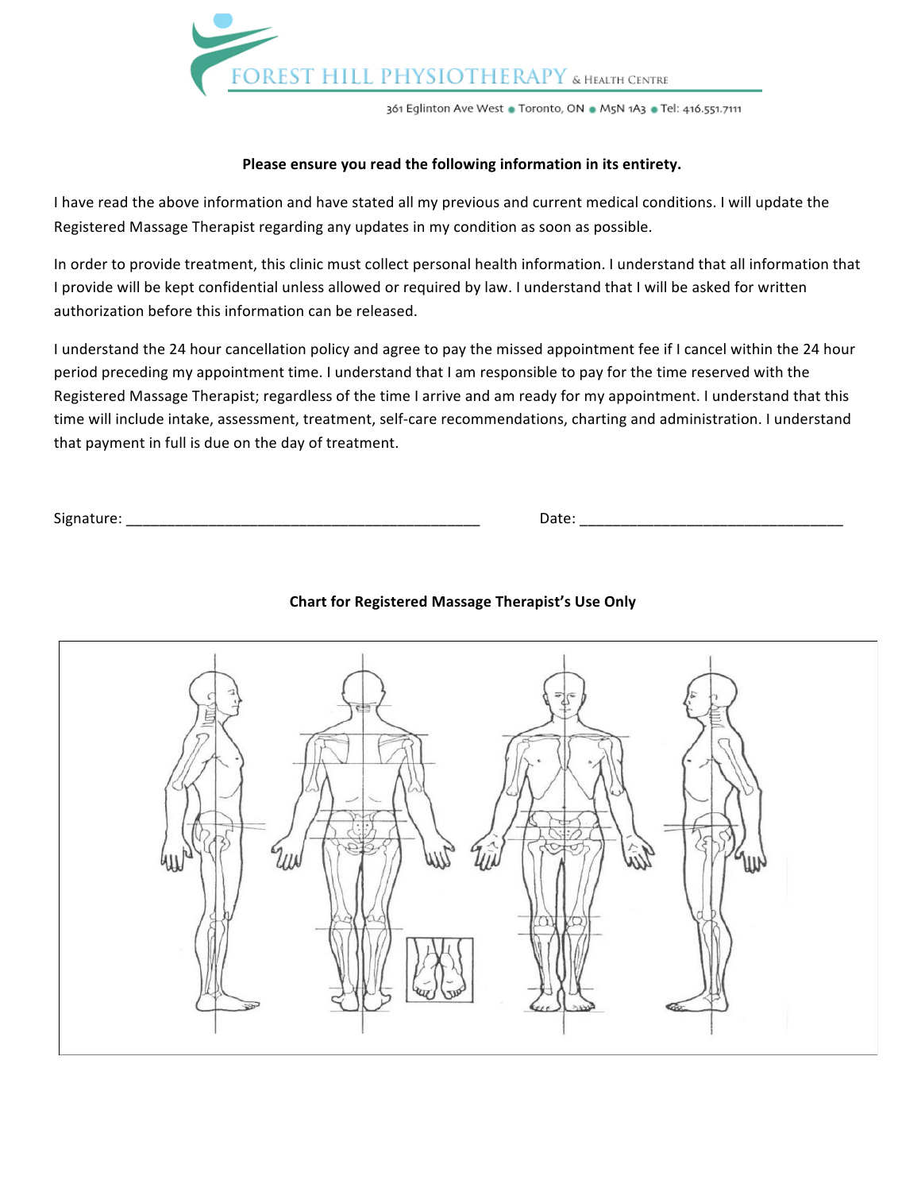FOREST HILL PHYSIOTHERAPY & HEALTH CENTRE

361 Eglinton Ave West • Toronto, ON • M5N 1A3 • Tel: 416.551.7111

**Please ensure you read the following information in its entirety.**

I have read the above information and have stated all my previous and current medical conditions. I will update the Registered Massage Therapist regarding any updates in my condition as soon as possible.

In order to provide treatment, this clinic must collect personal health information. I understand that all information that I provide will be kept confidential unless allowed or required by law. I understand that I will be asked for written authorization before this information can be released.

I understand the 24 hour cancellation policy and agree to pay the missed appointment fee if I cancel within the 24 hour period preceding my appointment time. I understand that I am responsible to pay for the time reserved with the Registered Massage Therapist; regardless of the time I arrive and am ready for my appointment. I understand that this time will include intake, assessment, treatment, self-care recommendations, charting and administration. I understand that payment in full is due on the day of treatment.

Signature: ____________________________________________ Date: ________________________________

**Chart for Registered Massage Therapist's Use Only**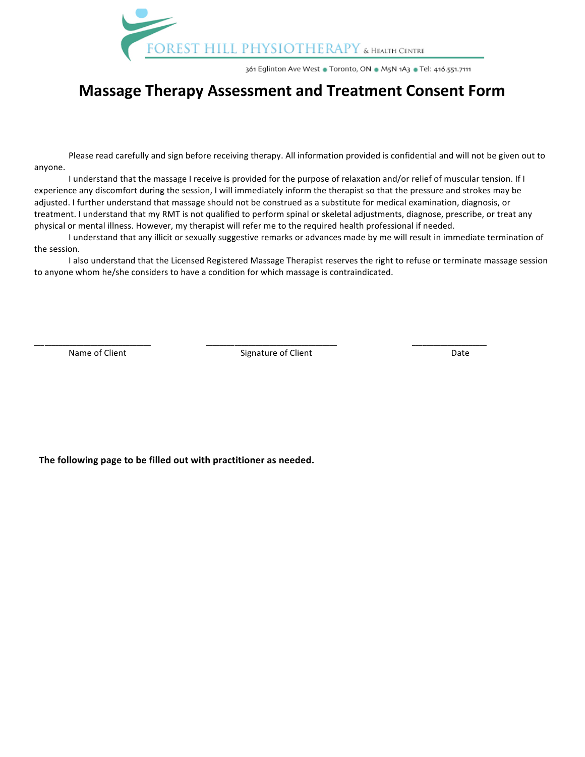FOREST HILL PHYSIOTHERAPY & HEALTH CENTRE

361 Eglinton Ave West • Toronto, ON • M5N 1A3 • Tel: 416.551.7111

# Massage Therapy Assessment and Treatment Consent Form

Please read carefully and sign before receiving therapy. All information provided is confidential and will not be given out to anyone.

I understand that the massage I receive is provided for the purpose of relaxation and/or relief of muscular tension. If I experience any discomfort during the session, I will immediately inform the therapist so that the pressure and strokes may be adjusted. I further understand that massage should not be construed as a substitute for medical examination, diagnosis, or treatment. I understand that my RMT is not qualified to perform spinal or skeletal adjustments, diagnose, prescribe, or treat any physical or mental illness. However, my therapist will refer me to the required health professional if needed.

I understand that any illicit or sexually suggestive remarks or advances made by me will result in immediate termination of the session.

I also understand that the Licensed Registered Massage Therapist reserves the right to refuse or terminate massage session to anyone whom he/she considers to have a condition for which massage is contraindicated.

| | | |
|---|---|---|
| ________________________ | ___________________________ | _______________ |
| Name of Client | Signature of Client | Date |

**The following page to be filled out with practitioner as needed.**